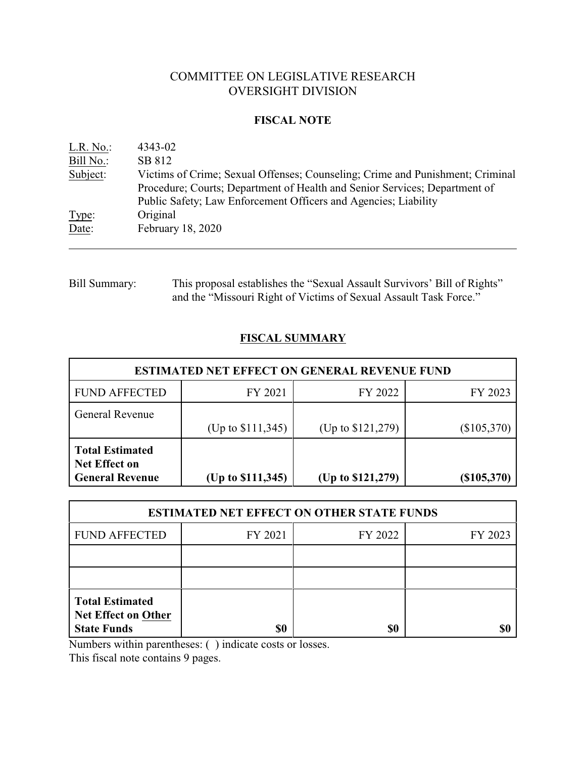# COMMITTEE ON LEGISLATIVE RESEARCH
# OVERSIGHT DIVISION

## FISCAL NOTE

| | |
|---|---|
| L.R. No.: | 4343-02 |
| Bill No.: | SB 812 |
| Subject: | Victims of Crime; Sexual Offenses; Counseling; Crime and Punishment; Criminal Procedure; Courts; Department of Health and Senior Services; Department of Public Safety; Law Enforcement Officers and Agencies; Liability |
| Type: | Original |
| Date: | February 18, 2020 |

Bill Summary: This proposal establishes the "Sexual Assault Survivors' Bill of Rights" and the "Missouri Right of Victims of Sexual Assault Task Force."

## FISCAL SUMMARY

| ESTIMATED NET EFFECT ON GENERAL REVENUE FUND | | | |
|---|---|---|---|
| FUND AFFECTED | FY 2021 | FY 2022 | FY 2023 |
| General Revenue | (Up to $111,345) | (Up to $121,279) | ($105,370) |
| **Total Estimated Net Effect on General Revenue** | **(Up to $111,345)** | **(Up to $121,279)** | **($105,370)** |

| ESTIMATED NET EFFECT ON OTHER STATE FUNDS | | | |
|---|---|---|---|
| FUND AFFECTED | FY 2021 | FY 2022 | FY 2023 |
| | | | |
| | | | |
| **Total Estimated Net Effect on Other State Funds** | **$0** | **$0** | **$0** |

Numbers within parentheses: ( ) indicate costs or losses.

This fiscal note contains 9 pages.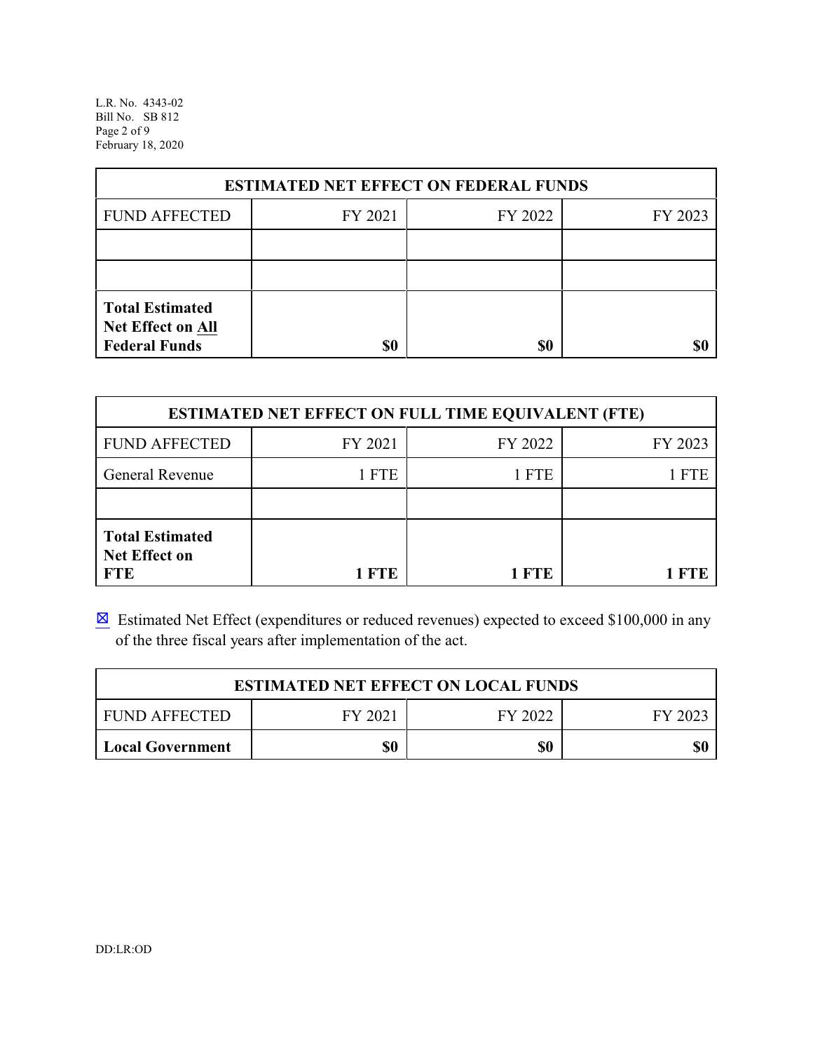| ESTIMATED NET EFFECT ON FEDERAL FUNDS | | | |
|---|---|---|---|
| FUND AFFECTED | FY 2021 | FY 2022 | FY 2023 |
| | | | |
| | | | |
| **Total Estimated Net Effect on All Federal Funds** | **$0** | **$0** | **$0** |

| ESTIMATED NET EFFECT ON FULL TIME EQUIVALENT (FTE) | | | |
|---|---|---|---|
| FUND AFFECTED | FY 2021 | FY 2022 | FY 2023 |
| General Revenue | 1 FTE | 1 FTE | 1 FTE |
| | | | |
| **Total Estimated Net Effect on FTE** | **1 FTE** | **1 FTE** | **1 FTE** |

☒ Estimated Net Effect (expenditures or reduced revenues) expected to exceed $100,000 in any of the three fiscal years after implementation of the act.

| ESTIMATED NET EFFECT ON LOCAL FUNDS | | | |
|---|---|---|---|
| FUND AFFECTED | FY 2021 | FY 2022 | FY 2023 |
| **Local Government** | **$0** | **$0** | **$0** |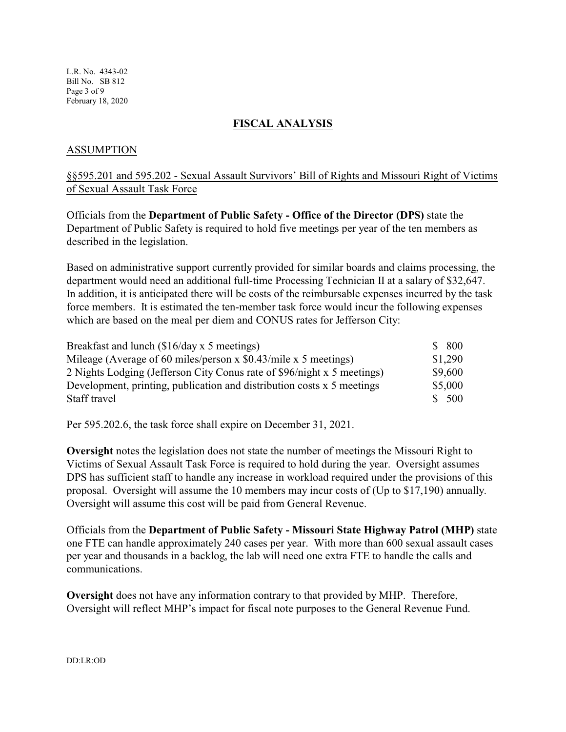## FISCAL ANALYSIS

### ASSUMPTION

§§595.201 and 595.202 - Sexual Assault Survivors' Bill of Rights and Missouri Right of Victims of Sexual Assault Task Force

Officials from the **Department of Public Safety - Office of the Director (DPS)** state the Department of Public Safety is required to hold five meetings per year of the ten members as described in the legislation.

Based on administrative support currently provided for similar boards and claims processing, the department would need an additional full-time Processing Technician II at a salary of $32,647. In addition, it is anticipated there will be costs of the reimbursable expenses incurred by the task force members. It is estimated the ten-member task force would incur the following expenses which are based on the meal per diem and CONUS rates for Jefferson City:

| | |
|---|---|
| Breakfast and lunch ($16/day x 5 meetings) | $ 800 |
| Mileage (Average of 60 miles/person x $0.43/mile x 5 meetings) | $1,290 |
| 2 Nights Lodging (Jefferson City Conus rate of $96/night x 5 meetings) | $9,600 |
| Development, printing, publication and distribution costs x 5 meetings | $5,000 |
| Staff travel | $ 500 |

Per 595.202.6, the task force shall expire on December 31, 2021.

**Oversight** notes the legislation does not state the number of meetings the Missouri Right to Victims of Sexual Assault Task Force is required to hold during the year. Oversight assumes DPS has sufficient staff to handle any increase in workload required under the provisions of this proposal. Oversight will assume the 10 members may incur costs of (Up to $17,190) annually. Oversight will assume this cost will be paid from General Revenue.

Officials from the **Department of Public Safety - Missouri State Highway Patrol (MHP)** state one FTE can handle approximately 240 cases per year. With more than 600 sexual assault cases per year and thousands in a backlog, the lab will need one extra FTE to handle the calls and communications.

**Oversight** does not have any information contrary to that provided by MHP. Therefore, Oversight will reflect MHP's impact for fiscal note purposes to the General Revenue Fund.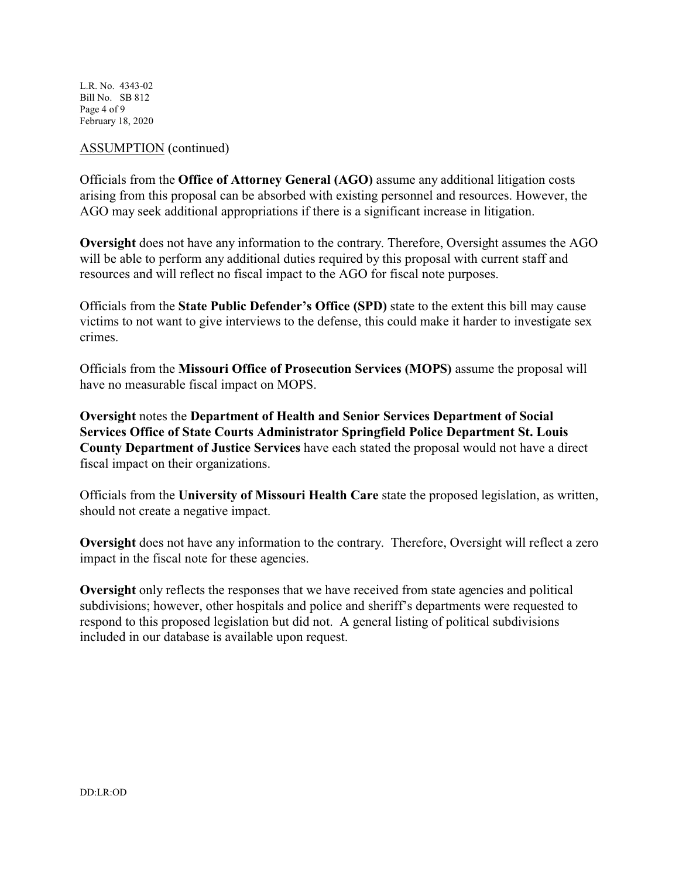ASSUMPTION (continued)

Officials from the **Office of Attorney General (AGO)** assume any additional litigation costs arising from this proposal can be absorbed with existing personnel and resources. However, the AGO may seek additional appropriations if there is a significant increase in litigation.

**Oversight** does not have any information to the contrary. Therefore, Oversight assumes the AGO will be able to perform any additional duties required by this proposal with current staff and resources and will reflect no fiscal impact to the AGO for fiscal note purposes.

Officials from the **State Public Defender's Office (SPD)** state to the extent this bill may cause victims to not want to give interviews to the defense, this could make it harder to investigate sex crimes.

Officials from the **Missouri Office of Prosecution Services (MOPS)** assume the proposal will have no measurable fiscal impact on MOPS.

**Oversight** notes the **Department of Health and Senior Services Department of Social Services Office of State Courts Administrator Springfield Police Department St. Louis County Department of Justice Services** have each stated the proposal would not have a direct fiscal impact on their organizations.

Officials from the **University of Missouri Health Care** state the proposed legislation, as written, should not create a negative impact.

**Oversight** does not have any information to the contrary. Therefore, Oversight will reflect a zero impact in the fiscal note for these agencies.

**Oversight** only reflects the responses that we have received from state agencies and political subdivisions; however, other hospitals and police and sheriff's departments were requested to respond to this proposed legislation but did not. A general listing of political subdivisions included in our database is available upon request.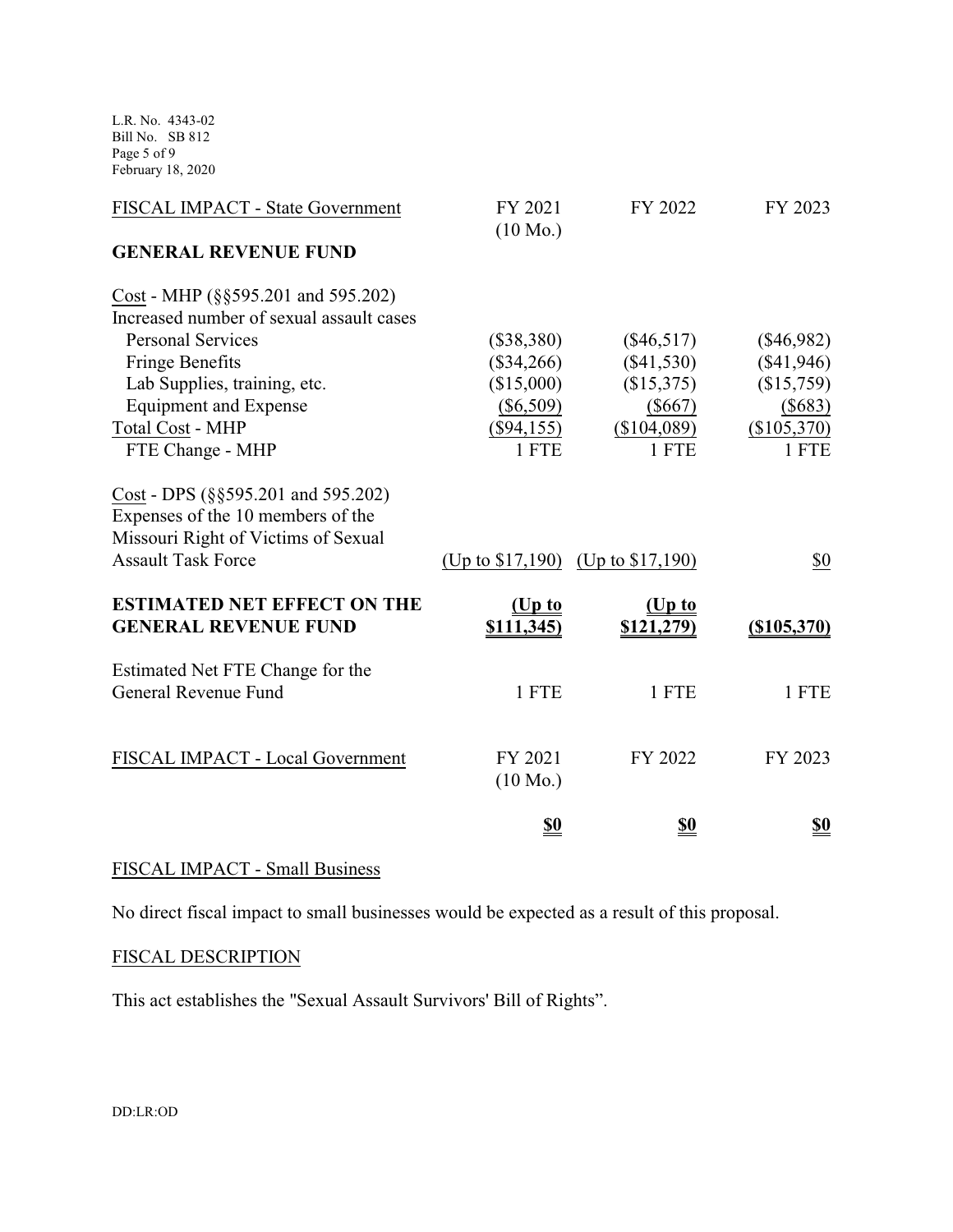| FISCAL IMPACT - State Government | FY 2021 (10 Mo.) | FY 2022 | FY 2023 |
|---|---|---|---|
| **GENERAL REVENUE FUND** | | | |
| Cost - MHP (§§595.201 and 595.202) | | | |
| Increased number of sexual assault cases | | | |
| Personal Services | ($38,380) | ($46,517) | ($46,982) |
| Fringe Benefits | ($34,266) | ($41,530) | ($41,946) |
| Lab Supplies, training, etc. | ($15,000) | ($15,375) | ($15,759) |
| Equipment and Expense | ($6,509) | ($667) | ($683) |
| Total Cost - MHP | ($94,155) | ($104,089) | ($105,370) |
| FTE Change - MHP | 1 FTE | 1 FTE | 1 FTE |
| Cost - DPS (§§595.201 and 595.202) Expenses of the 10 members of the Missouri Right of Victims of Sexual Assault Task Force | (Up to $17,190) | (Up to $17,190) | $0 |
| **ESTIMATED NET EFFECT ON THE GENERAL REVENUE FUND** | **(Up to $111,345)** | **(Up to $121,279)** | **($105,370)** |
| Estimated Net FTE Change for the General Revenue Fund | 1 FTE | 1 FTE | 1 FTE |

| FISCAL IMPACT - Local Government | FY 2021 (10 Mo.) | FY 2022 | FY 2023 |
|---|---|---|---|
| | **$0** | **$0** | **$0** |

FISCAL IMPACT - Small Business

No direct fiscal impact to small businesses would be expected as a result of this proposal.

FISCAL DESCRIPTION

This act establishes the "Sexual Assault Survivors' Bill of Rights".

DD:LR:OD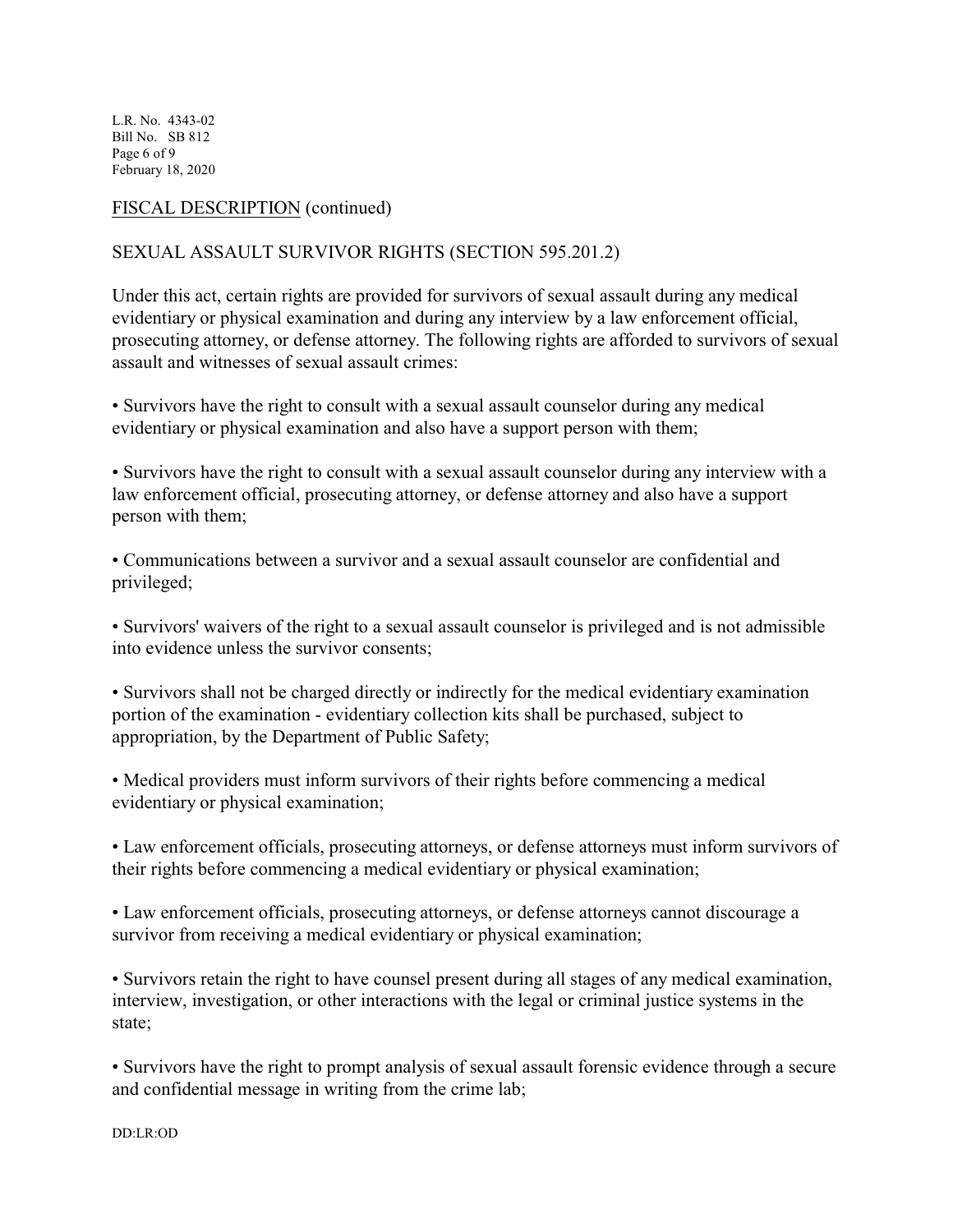FISCAL DESCRIPTION (continued)

SEXUAL ASSAULT SURVIVOR RIGHTS (SECTION 595.201.2)

Under this act, certain rights are provided for survivors of sexual assault during any medical evidentiary or physical examination and during any interview by a law enforcement official, prosecuting attorney, or defense attorney. The following rights are afforded to survivors of sexual assault and witnesses of sexual assault crimes:

- Survivors have the right to consult with a sexual assault counselor during any medical evidentiary or physical examination and also have a support person with them;

- Survivors have the right to consult with a sexual assault counselor during any interview with a law enforcement official, prosecuting attorney, or defense attorney and also have a support person with them;

- Communications between a survivor and a sexual assault counselor are confidential and privileged;

- Survivors' waivers of the right to a sexual assault counselor is privileged and is not admissible into evidence unless the survivor consents;

- Survivors shall not be charged directly or indirectly for the medical evidentiary examination portion of the examination - evidentiary collection kits shall be purchased, subject to appropriation, by the Department of Public Safety;

- Medical providers must inform survivors of their rights before commencing a medical evidentiary or physical examination;

- Law enforcement officials, prosecuting attorneys, or defense attorneys must inform survivors of their rights before commencing a medical evidentiary or physical examination;

- Law enforcement officials, prosecuting attorneys, or defense attorneys cannot discourage a survivor from receiving a medical evidentiary or physical examination;

- Survivors retain the right to have counsel present during all stages of any medical examination, interview, investigation, or other interactions with the legal or criminal justice systems in the state;

- Survivors have the right to prompt analysis of sexual assault forensic evidence through a secure and confidential message in writing from the crime lab;

DD:LR:OD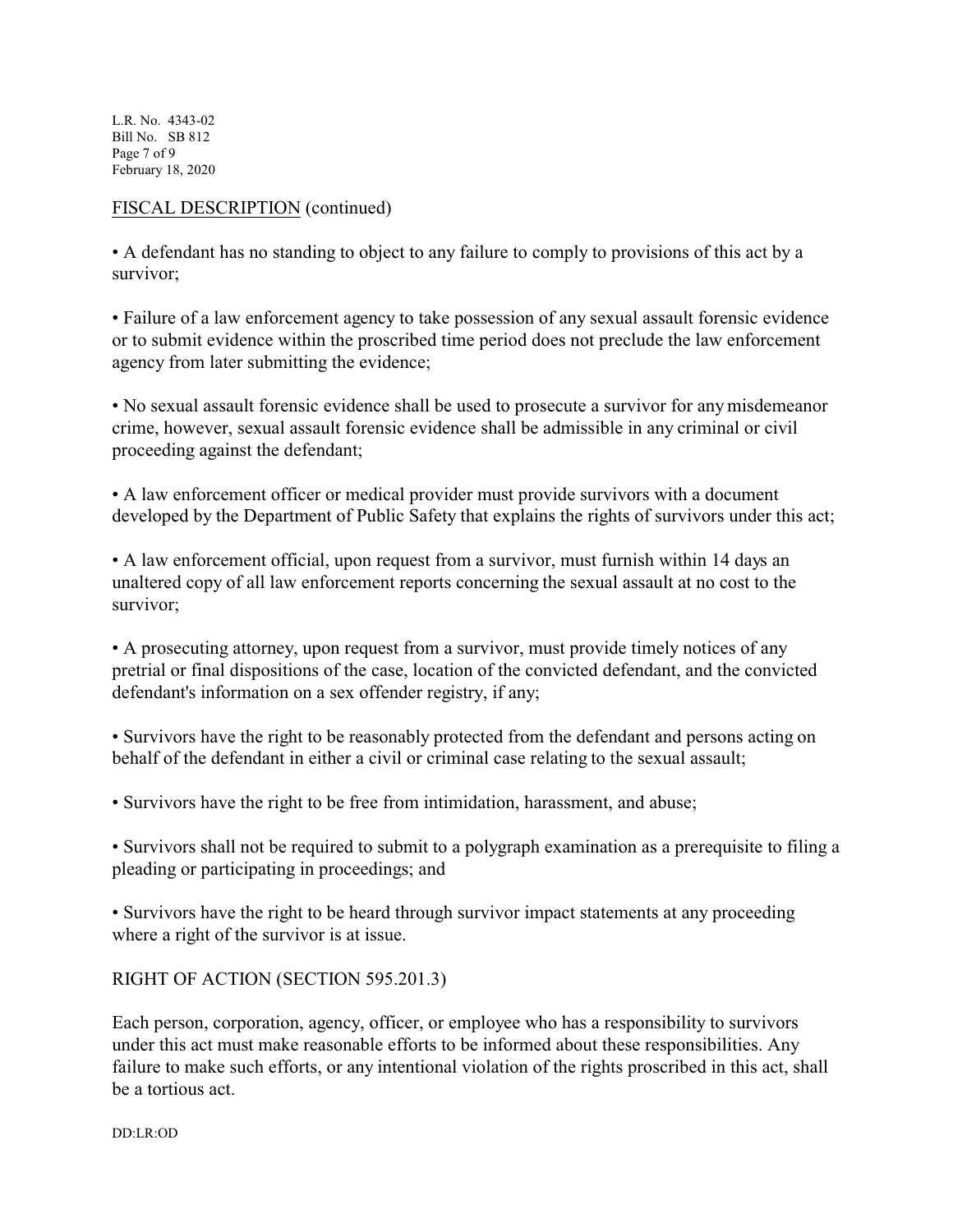FISCAL DESCRIPTION (continued)

- A defendant has no standing to object to any failure to comply to provisions of this act by a survivor;

- Failure of a law enforcement agency to take possession of any sexual assault forensic evidence or to submit evidence within the proscribed time period does not preclude the law enforcement agency from later submitting the evidence;

- No sexual assault forensic evidence shall be used to prosecute a survivor for any misdemeanor crime, however, sexual assault forensic evidence shall be admissible in any criminal or civil proceeding against the defendant;

- A law enforcement officer or medical provider must provide survivors with a document developed by the Department of Public Safety that explains the rights of survivors under this act;

- A law enforcement official, upon request from a survivor, must furnish within 14 days an unaltered copy of all law enforcement reports concerning the sexual assault at no cost to the survivor;

- A prosecuting attorney, upon request from a survivor, must provide timely notices of any pretrial or final dispositions of the case, location of the convicted defendant, and the convicted defendant's information on a sex offender registry, if any;

- Survivors have the right to be reasonably protected from the defendant and persons acting on behalf of the defendant in either a civil or criminal case relating to the sexual assault;

- Survivors have the right to be free from intimidation, harassment, and abuse;

- Survivors shall not be required to submit to a polygraph examination as a prerequisite to filing a pleading or participating in proceedings; and

- Survivors have the right to be heard through survivor impact statements at any proceeding where a right of the survivor is at issue.

RIGHT OF ACTION (SECTION 595.201.3)

Each person, corporation, agency, officer, or employee who has a responsibility to survivors under this act must make reasonable efforts to be informed about these responsibilities. Any failure to make such efforts, or any intentional violation of the rights proscribed in this act, shall be a tortious act.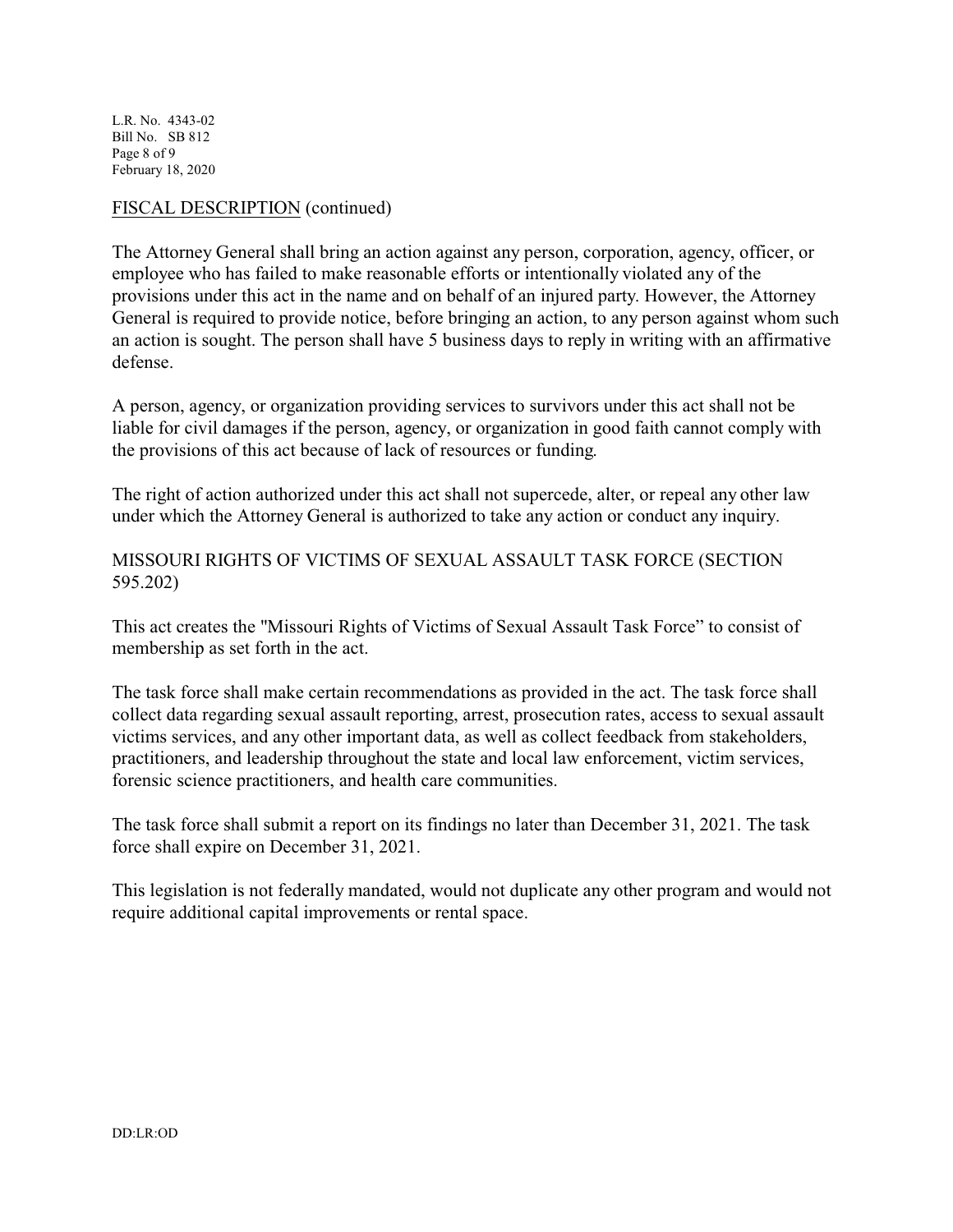FISCAL DESCRIPTION (continued)

The Attorney General shall bring an action against any person, corporation, agency, officer, or employee who has failed to make reasonable efforts or intentionally violated any of the provisions under this act in the name and on behalf of an injured party. However, the Attorney General is required to provide notice, before bringing an action, to any person against whom such an action is sought. The person shall have 5 business days to reply in writing with an affirmative defense.

A person, agency, or organization providing services to survivors under this act shall not be liable for civil damages if the person, agency, or organization in good faith cannot comply with the provisions of this act because of lack of resources or funding.

The right of action authorized under this act shall not supercede, alter, or repeal any other law under which the Attorney General is authorized to take any action or conduct any inquiry.

MISSOURI RIGHTS OF VICTIMS OF SEXUAL ASSAULT TASK FORCE (SECTION 595.202)

This act creates the "Missouri Rights of Victims of Sexual Assault Task Force" to consist of membership as set forth in the act.

The task force shall make certain recommendations as provided in the act. The task force shall collect data regarding sexual assault reporting, arrest, prosecution rates, access to sexual assault victims services, and any other important data, as well as collect feedback from stakeholders, practitioners, and leadership throughout the state and local law enforcement, victim services, forensic science practitioners, and health care communities.

The task force shall submit a report on its findings no later than December 31, 2021. The task force shall expire on December 31, 2021.

This legislation is not federally mandated, would not duplicate any other program and would not require additional capital improvements or rental space.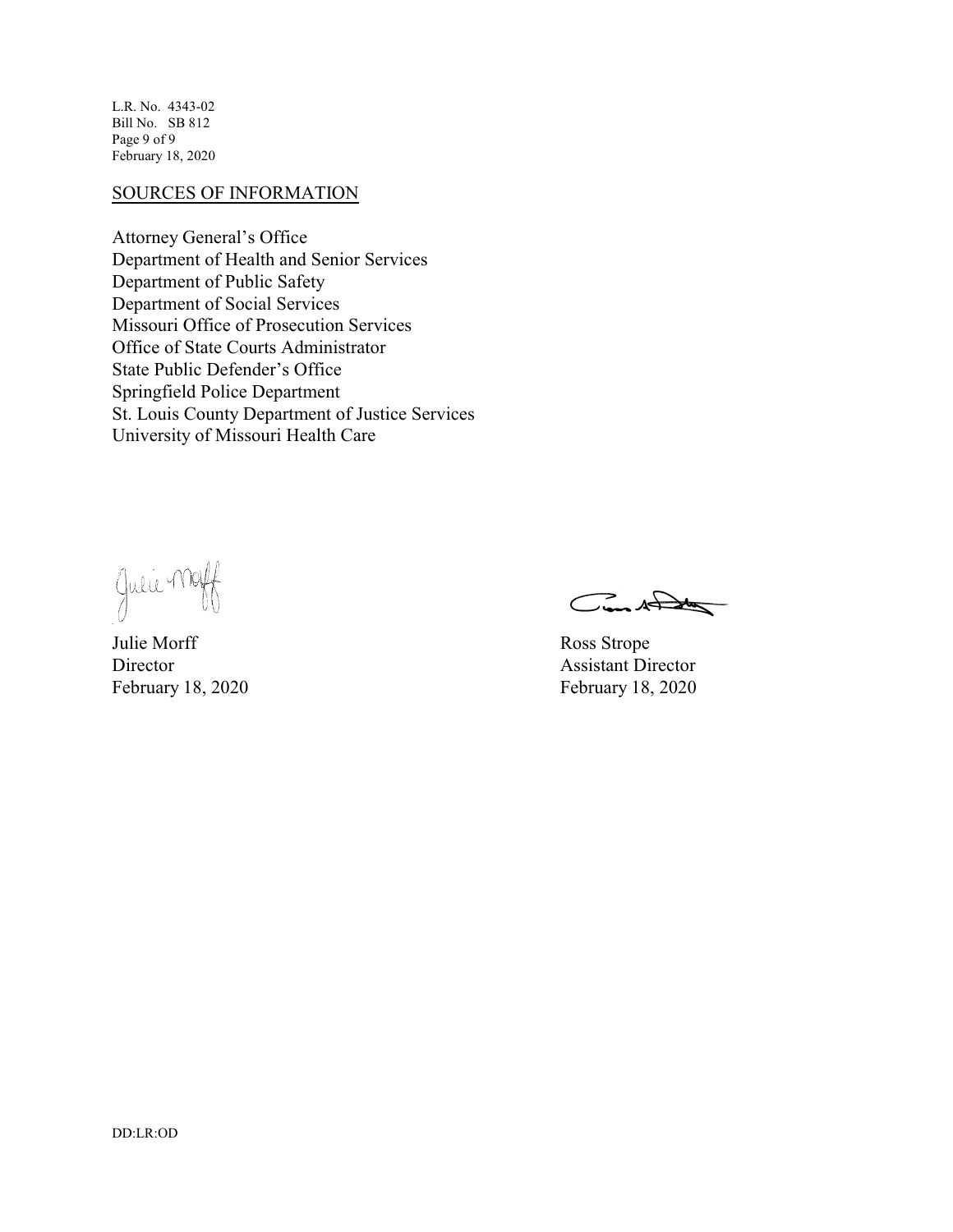## SOURCES OF INFORMATION

Attorney General's Office
Department of Health and Senior Services
Department of Public Safety
Department of Social Services
Missouri Office of Prosecution Services
Office of State Courts Administrator
State Public Defender's Office
Springfield Police Department
St. Louis County Department of Justice Services
University of Missouri Health Care

Julie Morff
Director
February 18, 2020

Ross Strope
Assistant Director
February 18, 2020

DD:LR:OD